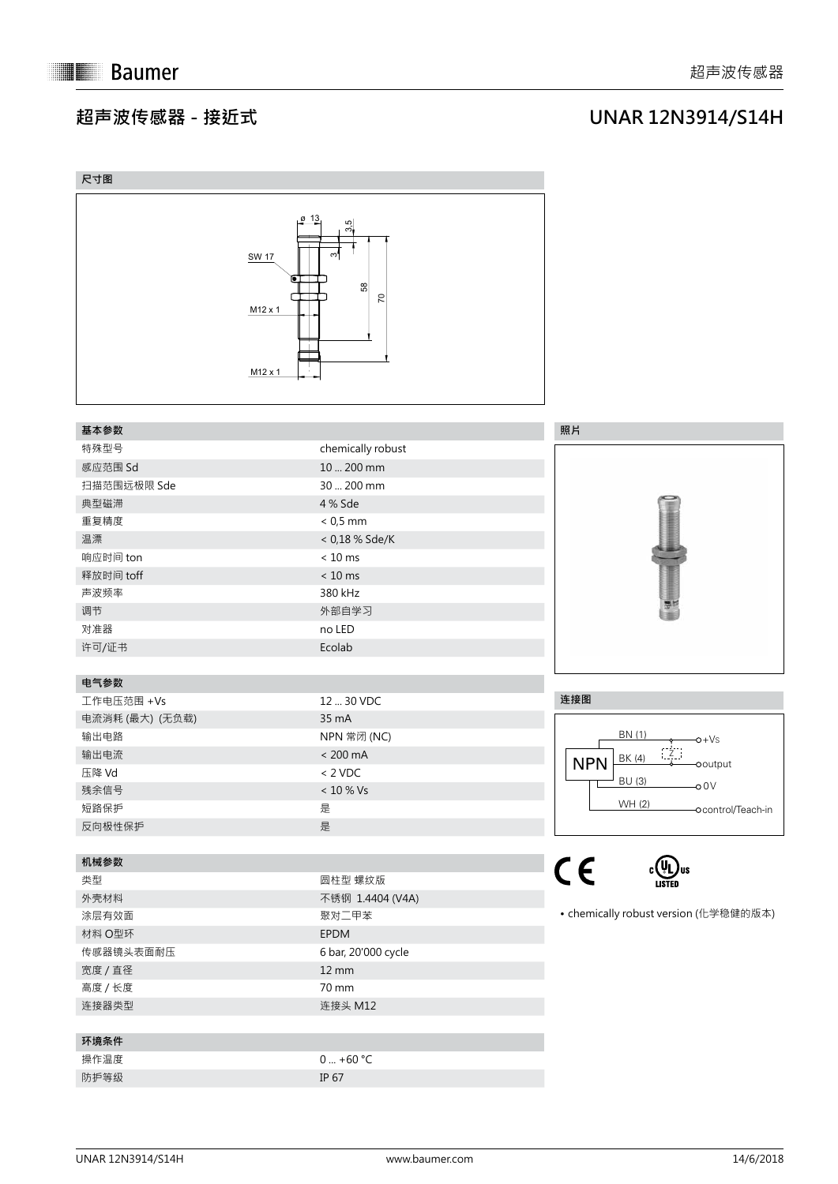# 超声波传感器 - 接近式

## UNAR 12N3914/S14H

### 尺寸图

ø 13, 3,5, 3, SW 17, 58, 70, M12 x 1, M12 x 1

### 基本参数

| 基本参数 | |
|---|---|
| 特殊型号 | chemically robust |
| 感应范围 Sd | 10 ... 200 mm |
| 扫描范围远极限 Sde | 30 ... 200 mm |
| 典型磁滞 | 4 % Sde |
| 重复精度 | < 0,5 mm |
| 温漂 | < 0,18 % Sde/K |
| 响应时间 ton | < 10 ms |
| 释放时间 toff | < 10 ms |
| 声波频率 | 380 kHz |
| 调节 | 外部自学习 |
| 对准器 | no LED |
| 许可/证书 | Ecolab |

### 电气参数

| 电气参数 | |
|---|---|
| 工作电压范围 +Vs | 12 ... 30 VDC |
| 电流消耗 (最大) (无负载) | 35 mA |
| 输出电路 | NPN 常闭 (NC) |
| 输出电流 | < 200 mA |
| 压降 Vd | < 2 VDC |
| 残余信号 | < 10 % Vs |
| 短路保护 | 是 |
| 反向极性保护 | 是 |

### 机械参数

| 机械参数 | |
|---|---|
| 类型 | 圆柱型 螺纹版 |
| 外壳材料 | 不锈钢 1.4404 (V4A) |
| 涂层有效面 | 聚对二甲苯 |
| 材料 O型环 | EPDM |
| 传感器镜头表面耐压 | 6 bar, 20'000 cycle |
| 宽度 / 直径 | 12 mm |
| 高度 / 长度 | 70 mm |
| 连接器类型 | 连接头 M12 |

### 环境条件

| 环境条件 | |
|---|---|
| 操作温度 | 0 ... +60 °C |
| 防护等级 | IP 67 |

### 照片

### 连接图

NPN
- BN (1) — +Vs
- BK (4) — output (Z)
- BU (3) — 0 V
- WH (2) — control/Teach-in

CE c UL us LISTED

- chemically robust version (化学稳健的版本)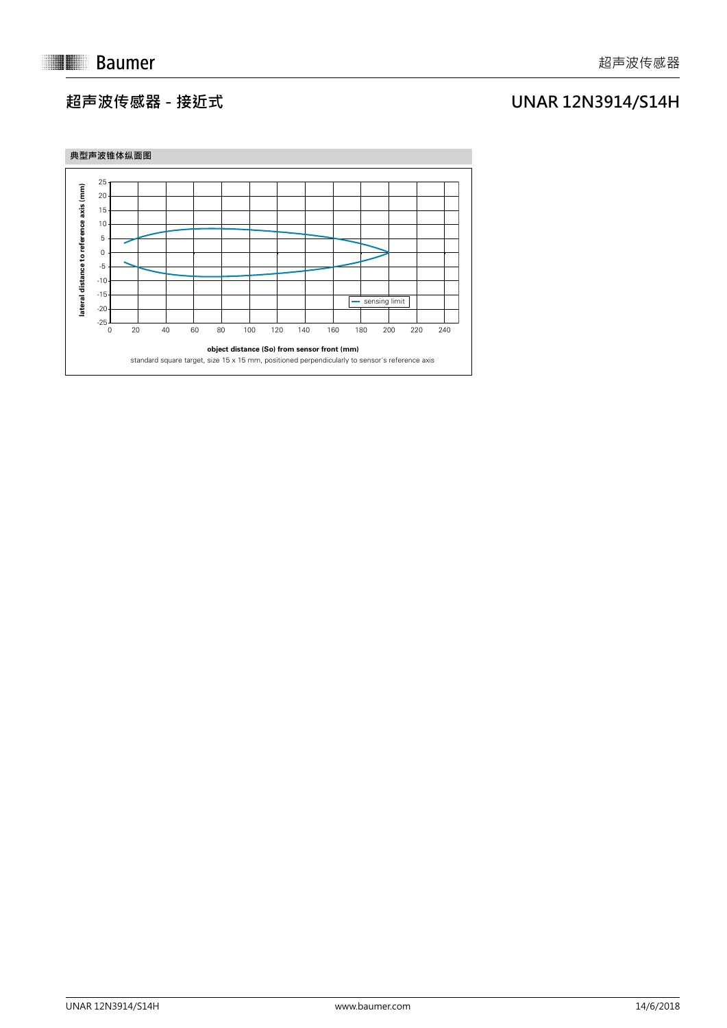# 超声波传感器 - 接近式

# UNAR 12N3914/S14H

## 典型声波锥体纵面图

lateral distance to reference axis (mm)

25
20
15
10
5
0
-5
-10
-15
-20
-25

0 20 40 60 80 100 120 140 160 180 200 220 240

sensing limit

object distance (So) from sensor front (mm)

standard square target, size 15 x 15 mm, positioned perpendicularly to sensor's reference axis